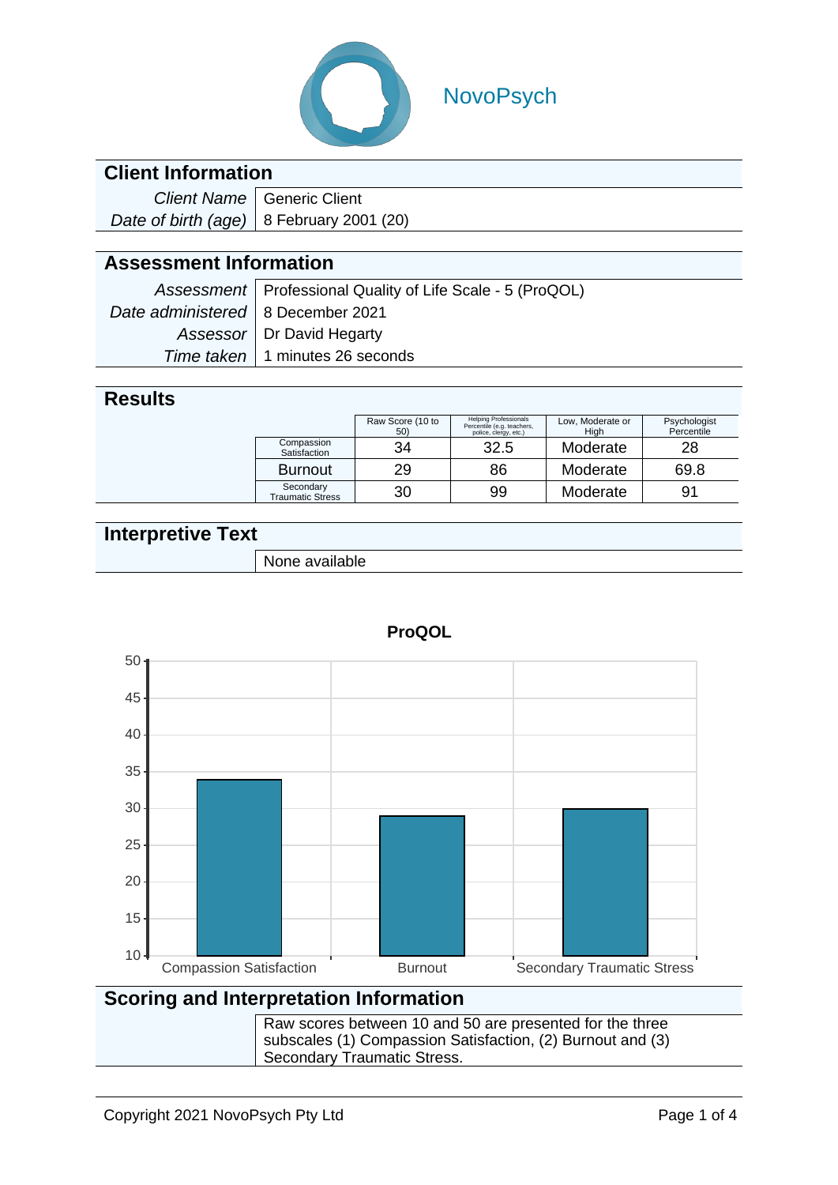NovoPsych

## Client Information

| | |
|---|---|
| *Client Name* | Generic Client |
| *Date of birth (age)* | 8 February 2001 (20) |

## Assessment Information

| | |
|---|---|
| *Assessment* | Professional Quality of Life Scale - 5 (ProQOL) |
| *Date administered* | 8 December 2021 |
| *Assessor* | Dr David Hegarty |
| *Time taken* | 1 minutes 26 seconds |

## Results

| | Raw Score (10 to 50) | Helping Professionals Percentile (e.g. teachers, police, clergy, etc.) | Low, Moderate or High | Psychologist Percentile |
|---|---|---|---|---|
| Compassion Satisfaction | 34 | 32.5 | Moderate | 28 |
| Burnout | 29 | 86 | Moderate | 69.8 |
| Secondary Traumatic Stress | 30 | 99 | Moderate | 91 |

## Interpretive Text

None available

**ProQOL**

| | Compassion Satisfaction | Burnout | Secondary Traumatic Stress |
|---|---|---|---|
| Raw Score | 34 | 29 | 30 |

## Scoring and Interpretation Information

Raw scores between 10 and 50 are presented for the three subscales (1) Compassion Satisfaction, (2) Burnout and (3) Secondary Traumatic Stress.

Copyright 2021 NovoPsych Pty Ltd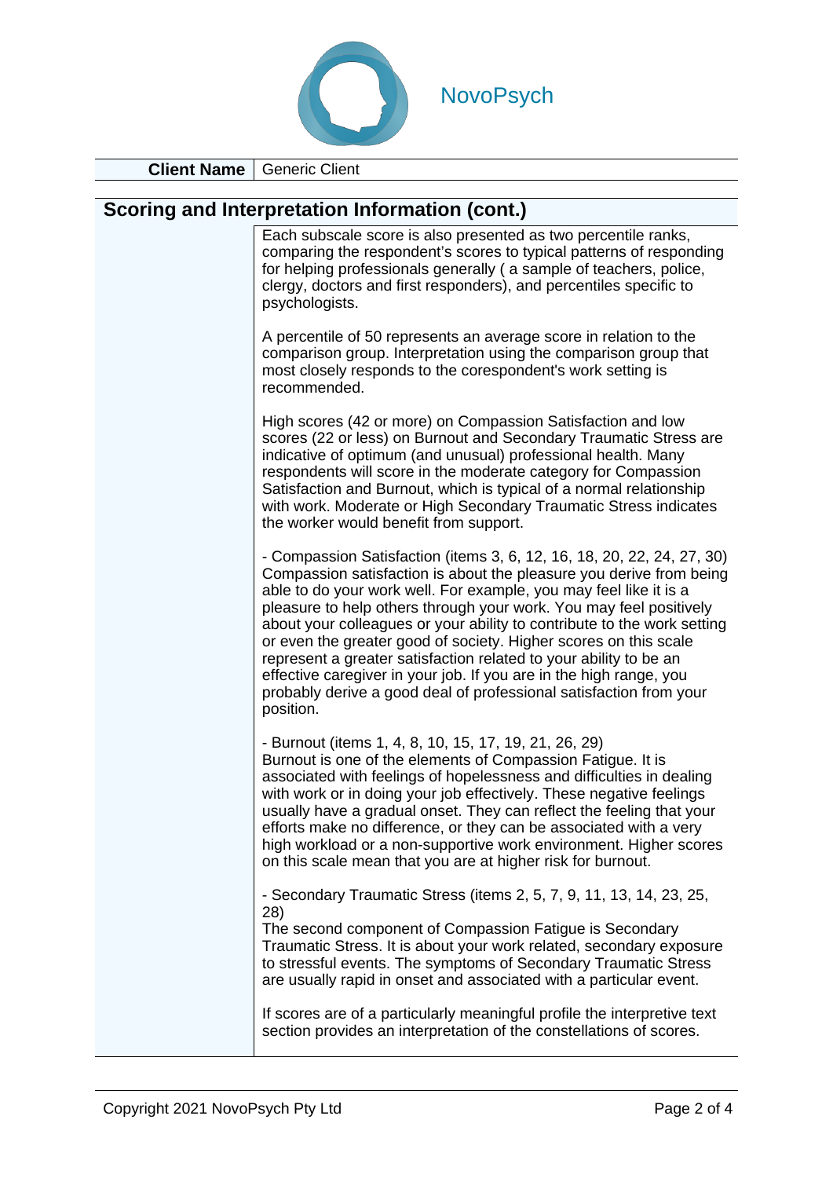| **Client Name** | Generic Client |
| --- | --- |

## Scoring and Interpretation Information (cont.)

Each subscale score is also presented as two percentile ranks, comparing the respondent's scores to typical patterns of responding for helping professionals generally ( a sample of teachers, police, clergy, doctors and first responders), and percentiles specific to psychologists.

A percentile of 50 represents an average score in relation to the comparison group. Interpretation using the comparison group that most closely responds to the corespondent's work setting is recommended.

High scores (42 or more) on Compassion Satisfaction and low scores (22 or less) on Burnout and Secondary Traumatic Stress are indicative of optimum (and unusual) professional health. Many respondents will score in the moderate category for Compassion Satisfaction and Burnout, which is typical of a normal relationship with work. Moderate or High Secondary Traumatic Stress indicates the worker would benefit from support.

- Compassion Satisfaction (items 3, 6, 12, 16, 18, 20, 22, 24, 27, 30)
Compassion satisfaction is about the pleasure you derive from being able to do your work well. For example, you may feel like it is a pleasure to help others through your work. You may feel positively about your colleagues or your ability to contribute to the work setting or even the greater good of society. Higher scores on this scale represent a greater satisfaction related to your ability to be an effective caregiver in your job. If you are in the high range, you probably derive a good deal of professional satisfaction from your position.

- Burnout (items 1, 4, 8, 10, 15, 17, 19, 21, 26, 29)
Burnout is one of the elements of Compassion Fatigue. It is associated with feelings of hopelessness and difficulties in dealing with work or in doing your job effectively. These negative feelings usually have a gradual onset. They can reflect the feeling that your efforts make no difference, or they can be associated with a very high workload or a non-supportive work environment. Higher scores on this scale mean that you are at higher risk for burnout.

- Secondary Traumatic Stress (items 2, 5, 7, 9, 11, 13, 14, 23, 25, 28)
The second component of Compassion Fatigue is Secondary Traumatic Stress. It is about your work related, secondary exposure to stressful events. The symptoms of Secondary Traumatic Stress are usually rapid in onset and associated with a particular event.

If scores are of a particularly meaningful profile the interpretive text section provides an interpretation of the constellations of scores.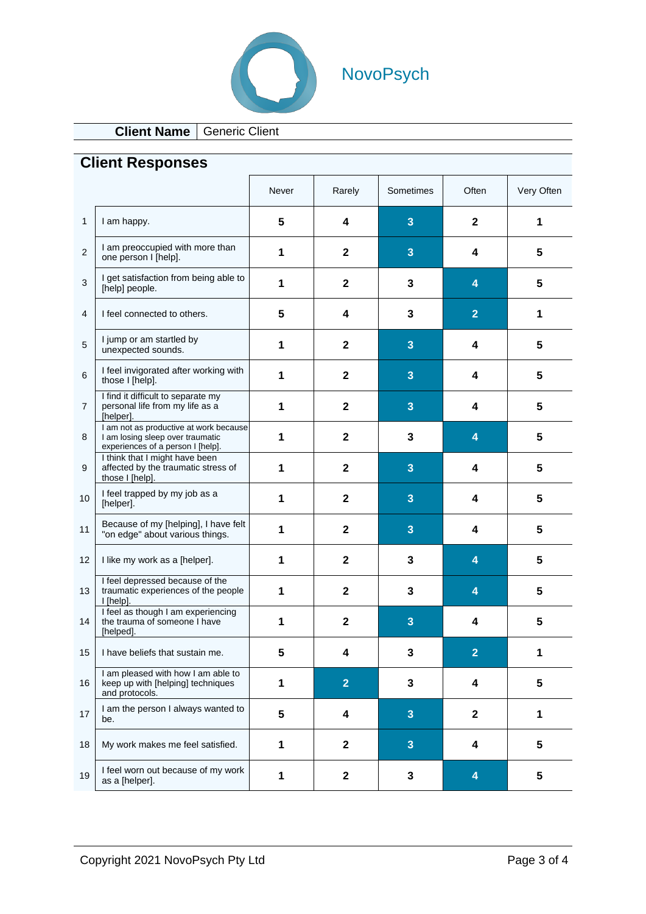NovoPsych

| Client Name | Generic Client |
|---|---|

## Client Responses

Highlighted responses are shown in bold.

| # | Item | Never | Rarely | Sometimes | Often | Very Often |
|---|---|---|---|---|---|---|
| 1 | I am happy. | 5 | 4 | **3** | 2 | 1 |
| 2 | I am preoccupied with more than one person I [help]. | 1 | 2 | **3** | 4 | 5 |
| 3 | I get satisfaction from being able to [help] people. | 1 | 2 | 3 | **4** | 5 |
| 4 | I feel connected to others. | 5 | 4 | 3 | **2** | 1 |
| 5 | I jump or am startled by unexpected sounds. | 1 | 2 | **3** | 4 | 5 |
| 6 | I feel invigorated after working with those I [help]. | 1 | 2 | **3** | 4 | 5 |
| 7 | I find it difficult to separate my personal life from my life as a [helper]. | 1 | 2 | **3** | 4 | 5 |
| 8 | I am not as productive at work because I am losing sleep over traumatic experiences of a person I [help]. | 1 | 2 | 3 | **4** | 5 |
| 9 | I think that I might have been affected by the traumatic stress of those I [help]. | 1 | 2 | **3** | 4 | 5 |
| 10 | I feel trapped by my job as a [helper]. | 1 | 2 | **3** | 4 | 5 |
| 11 | Because of my [helping], I have felt "on edge" about various things. | 1 | 2 | **3** | 4 | 5 |
| 12 | I like my work as a [helper]. | 1 | 2 | 3 | **4** | 5 |
| 13 | I feel depressed because of the traumatic experiences of the people I [help]. | 1 | 2 | 3 | **4** | 5 |
| 14 | I feel as though I am experiencing the trauma of someone I have [helped]. | 1 | 2 | **3** | 4 | 5 |
| 15 | I have beliefs that sustain me. | 5 | 4 | 3 | **2** | 1 |
| 16 | I am pleased with how I am able to keep up with [helping] techniques and protocols. | 1 | **2** | 3 | 4 | 5 |
| 17 | I am the person I always wanted to be. | 5 | 4 | **3** | 2 | 1 |
| 18 | My work makes me feel satisfied. | 1 | 2 | **3** | 4 | 5 |
| 19 | I feel worn out because of my work as a [helper]. | 1 | 2 | 3 | **4** | 5 |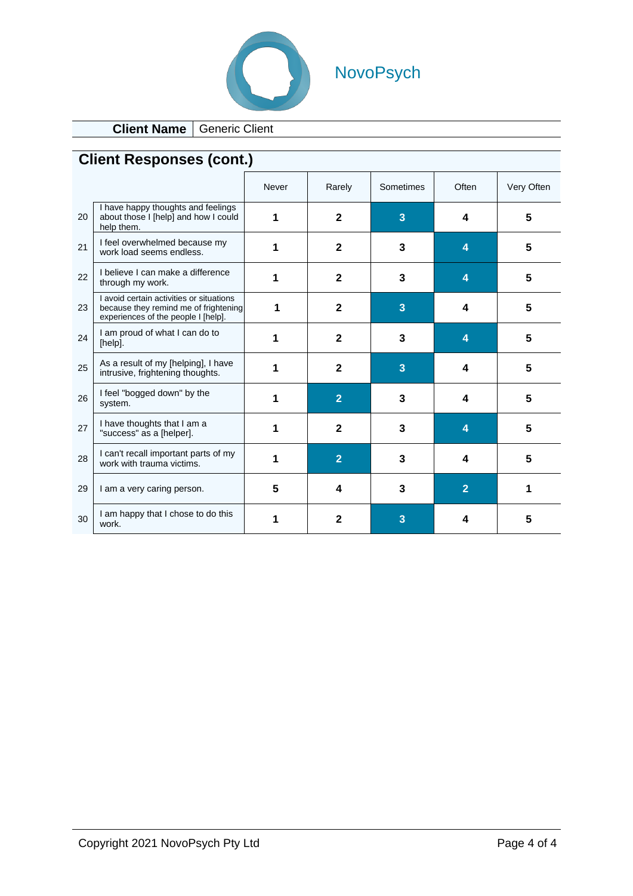NovoPsych

| Client Name | Generic Client |
|---|---|

## Client Responses (cont.)

| | | Never | Rarely | Sometimes | Often | Very Often |
|---|---|---|---|---|---|---|
| 20 | I have happy thoughts and feelings about those I [help] and how I could help them. | 1 | 2 | **[3]** | 4 | 5 |
| 21 | I feel overwhelmed because my work load seems endless. | 1 | 2 | 3 | **[4]** | 5 |
| 22 | I believe I can make a difference through my work. | 1 | 2 | 3 | **[4]** | 5 |
| 23 | I avoid certain activities or situations because they remind me of frightening experiences of the people I [help]. | 1 | 2 | **[3]** | 4 | 5 |
| 24 | I am proud of what I can do to [help]. | 1 | 2 | 3 | **[4]** | 5 |
| 25 | As a result of my [helping], I have intrusive, frightening thoughts. | 1 | 2 | **[3]** | 4 | 5 |
| 26 | I feel "bogged down" by the system. | 1 | **[2]** | 3 | 4 | 5 |
| 27 | I have thoughts that I am a "success" as a [helper]. | 1 | 2 | 3 | **[4]** | 5 |
| 28 | I can't recall important parts of my work with trauma victims. | 1 | **[2]** | 3 | 4 | 5 |
| 29 | I am a very caring person. | 5 | 4 | 3 | **[2]** | 1 |
| 30 | I am happy that I chose to do this work. | 1 | 2 | **[3]** | 4 | 5 |

Copyright 2021 NovoPsych Pty Ltd